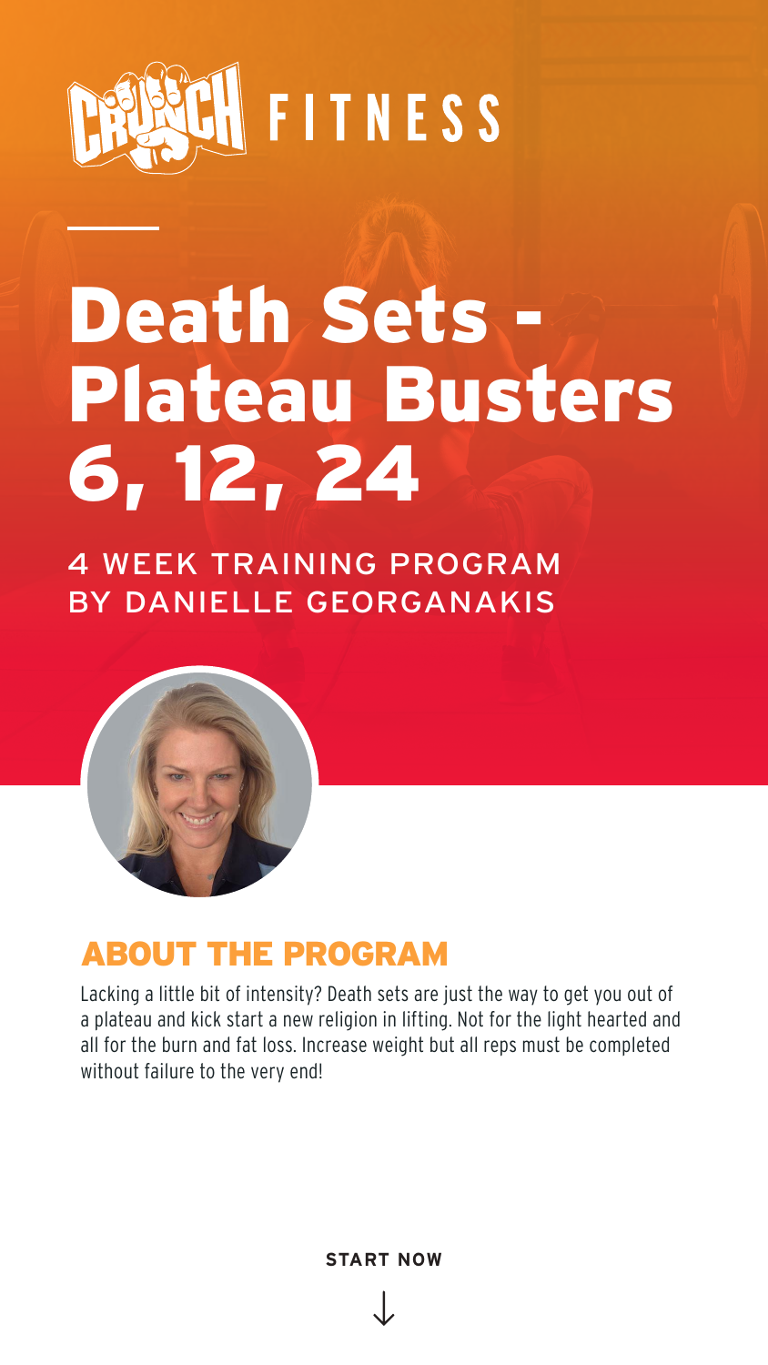CRUNCH FITNESS

# Death Sets - Plateau Busters 6, 12, 24

4 WEEK TRAINING PROGRAM
BY DANIELLE GEORGANAKIS

## ABOUT THE PROGRAM

Lacking a little bit of intensity? Death sets are just the way to get you out of a plateau and kick start a new religion in lifting. Not for the light hearted and all for the burn and fat loss. Increase weight but all reps must be completed without failure to the very end!

START NOW

↓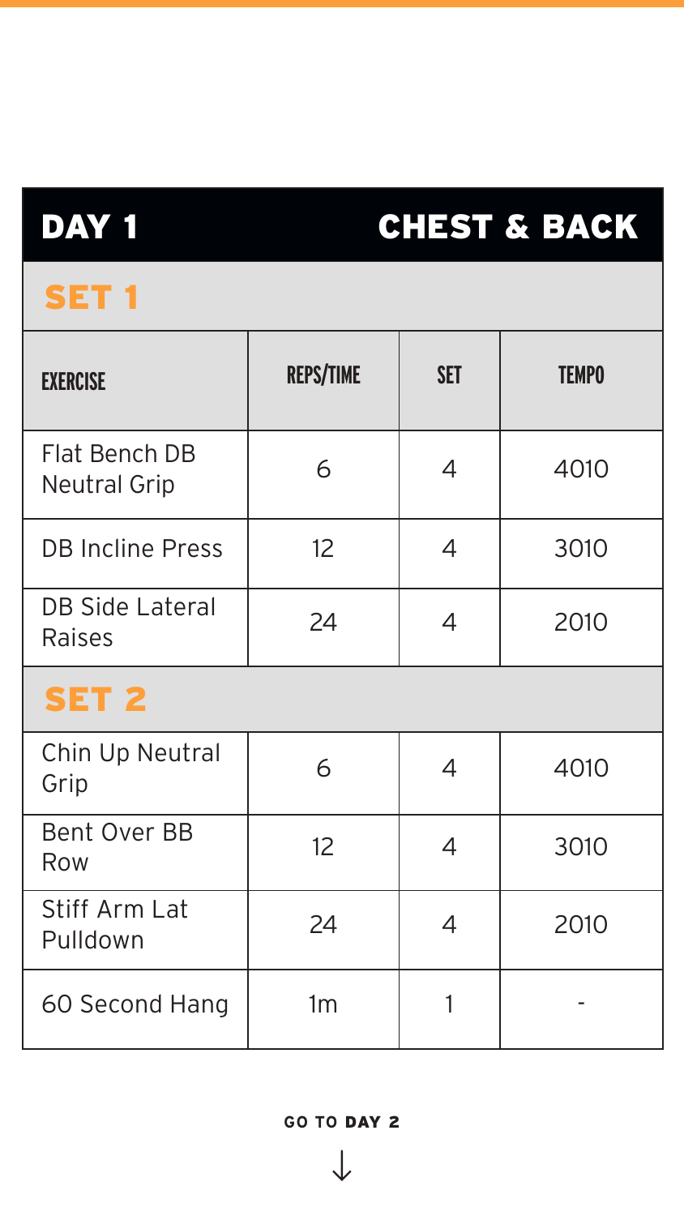## DAY 1 CHEST & BACK

### SET 1

| EXERCISE | REPS/TIME | SET | TEMPO |
| --- | --- | --- | --- |
| Flat Bench DB Neutral Grip | 6 | 4 | 4010 |
| DB Incline Press | 12 | 4 | 3010 |
| DB Side Lateral Raises | 24 | 4 | 2010 |

### SET 2

| EXERCISE | REPS/TIME | SET | TEMPO |
| --- | --- | --- | --- |
| Chin Up Neutral Grip | 6 | 4 | 4010 |
| Bent Over BB Row | 12 | 4 | 3010 |
| Stiff Arm Lat Pulldown | 24 | 4 | 2010 |
| 60 Second Hang | 1m | 1 | - |

GO TO **DAY 2**

↓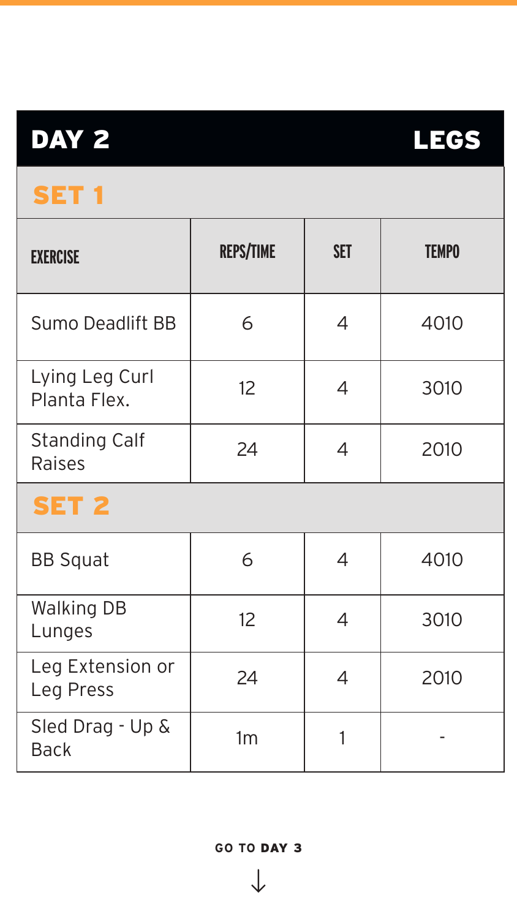## DAY 2 LEGS

### SET 1

| EXERCISE | REPS/TIME | SET | TEMPO |
|---|---|---|---|
| Sumo Deadlift BB | 6 | 4 | 4010 |
| Lying Leg Curl Planta Flex. | 12 | 4 | 3010 |
| Standing Calf Raises | 24 | 4 | 2010 |

### SET 2

| EXERCISE | REPS/TIME | SET | TEMPO |
|---|---|---|---|
| BB Squat | 6 | 4 | 4010 |
| Walking DB Lunges | 12 | 4 | 3010 |
| Leg Extension or Leg Press | 24 | 4 | 2010 |
| Sled Drag - Up & Back | 1m | 1 | - |

GO TO **DAY 3**

↓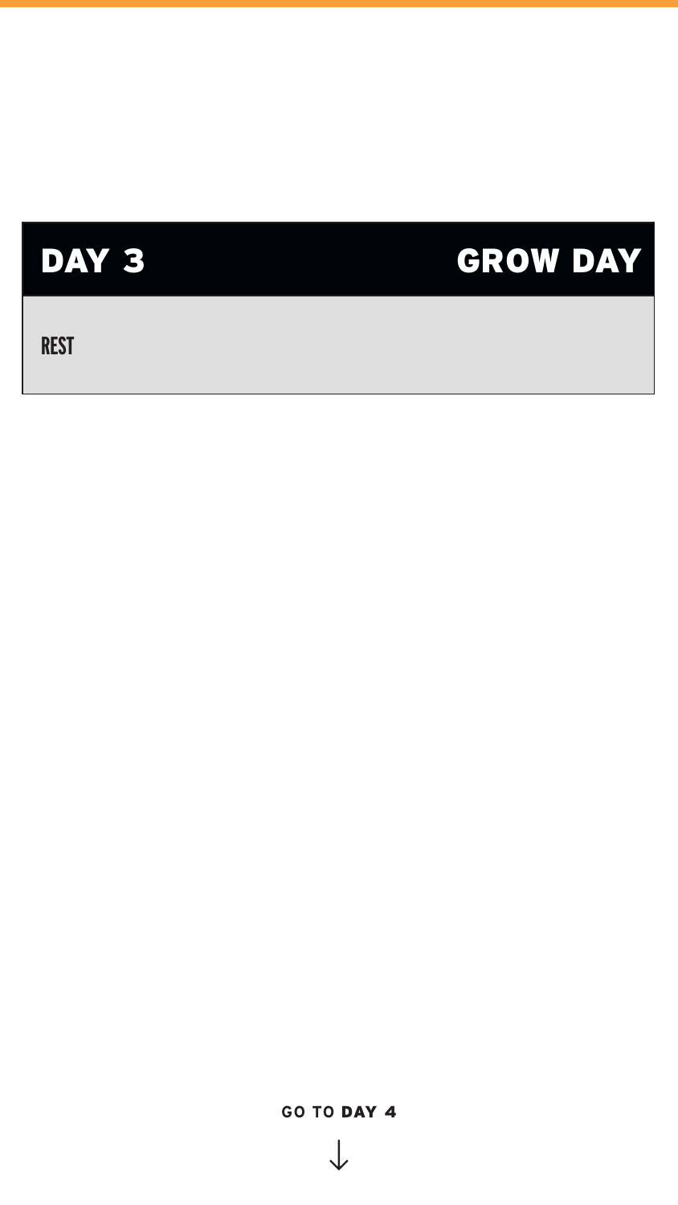| DAY 3 | GROW DAY |
| --- | --- |
| REST | |

GO TO **DAY 4**

↓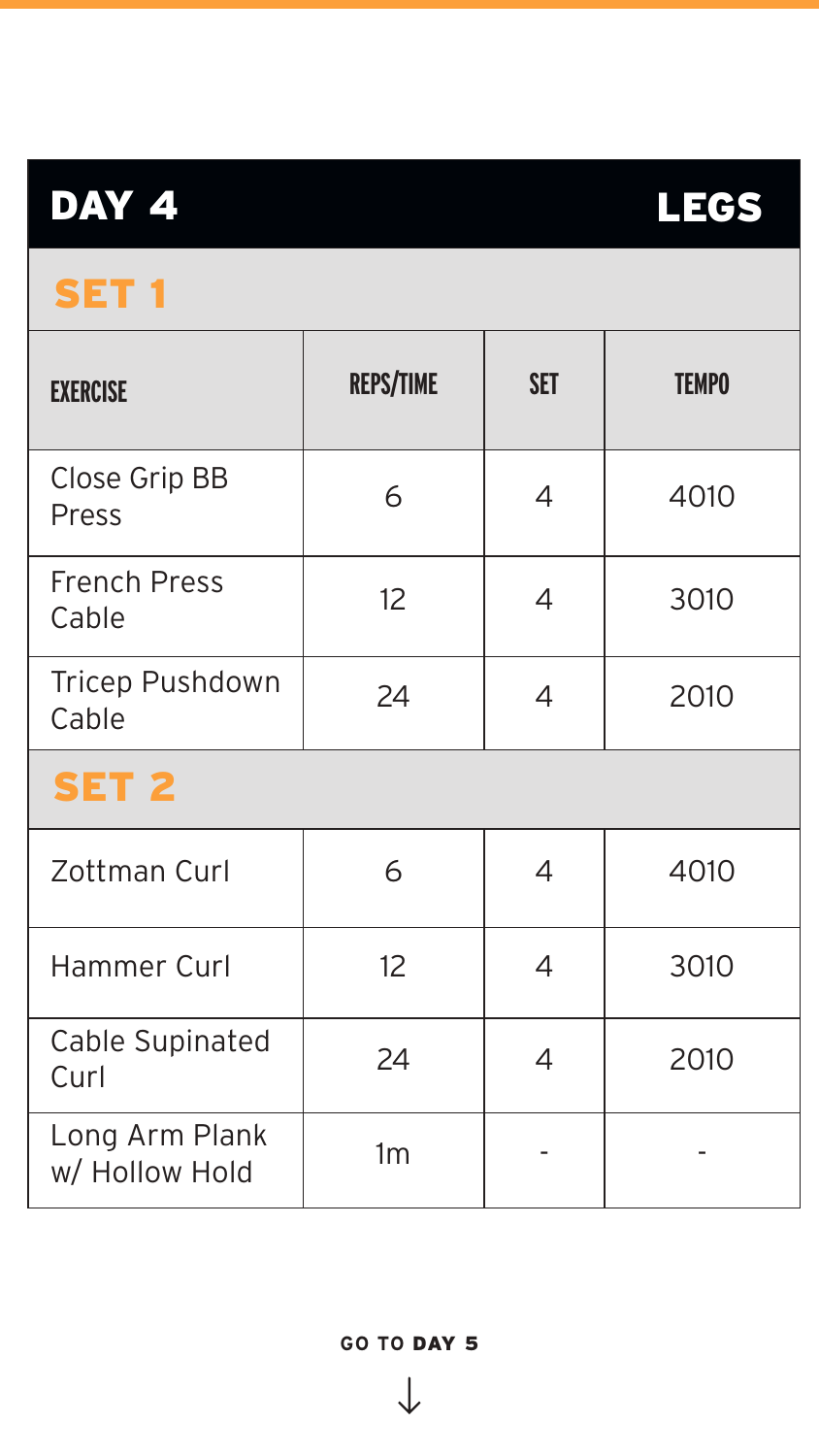## DAY 4 LEGS

### SET 1

| EXERCISE | REPS/TIME | SET | TEMPO |
|---|---|---|---|
| Close Grip BB Press | 6 | 4 | 4010 |
| French Press Cable | 12 | 4 | 3010 |
| Tricep Pushdown Cable | 24 | 4 | 2010 |

### SET 2

| EXERCISE | REPS/TIME | SET | TEMPO |
|---|---|---|---|
| Zottman Curl | 6 | 4 | 4010 |
| Hammer Curl | 12 | 4 | 3010 |
| Cable Supinated Curl | 24 | 4 | 2010 |
| Long Arm Plank w/ Hollow Hold | 1m | - | - |

GO TO **DAY 5**

↓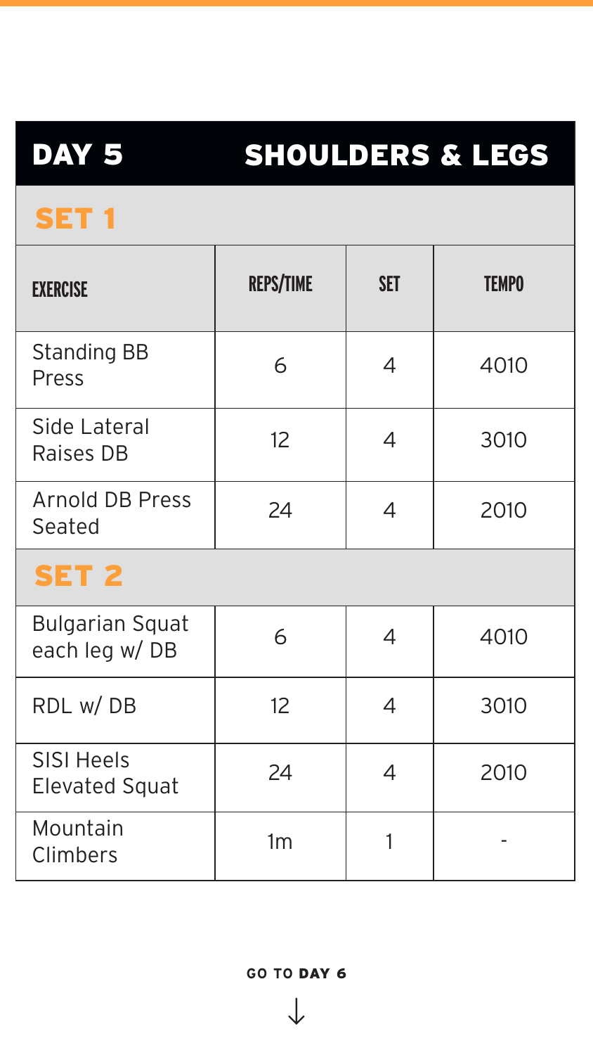# DAY 5 SHOULDERS & LEGS

## SET 1

| EXERCISE | REPS/TIME | SET | TEMPO |
| --- | --- | --- | --- |
| Standing BB Press | 6 | 4 | 4010 |
| Side Lateral Raises DB | 12 | 4 | 3010 |
| Arnold DB Press Seated | 24 | 4 | 2010 |

## SET 2

| EXERCISE | REPS/TIME | SET | TEMPO |
| --- | --- | --- | --- |
| Bulgarian Squat each leg w/ DB | 6 | 4 | 4010 |
| RDL w/ DB | 12 | 4 | 3010 |
| SISI Heels Elevated Squat | 24 | 4 | 2010 |
| Mountain Climbers | 1m | 1 | - |

GO TO **DAY 6**

↓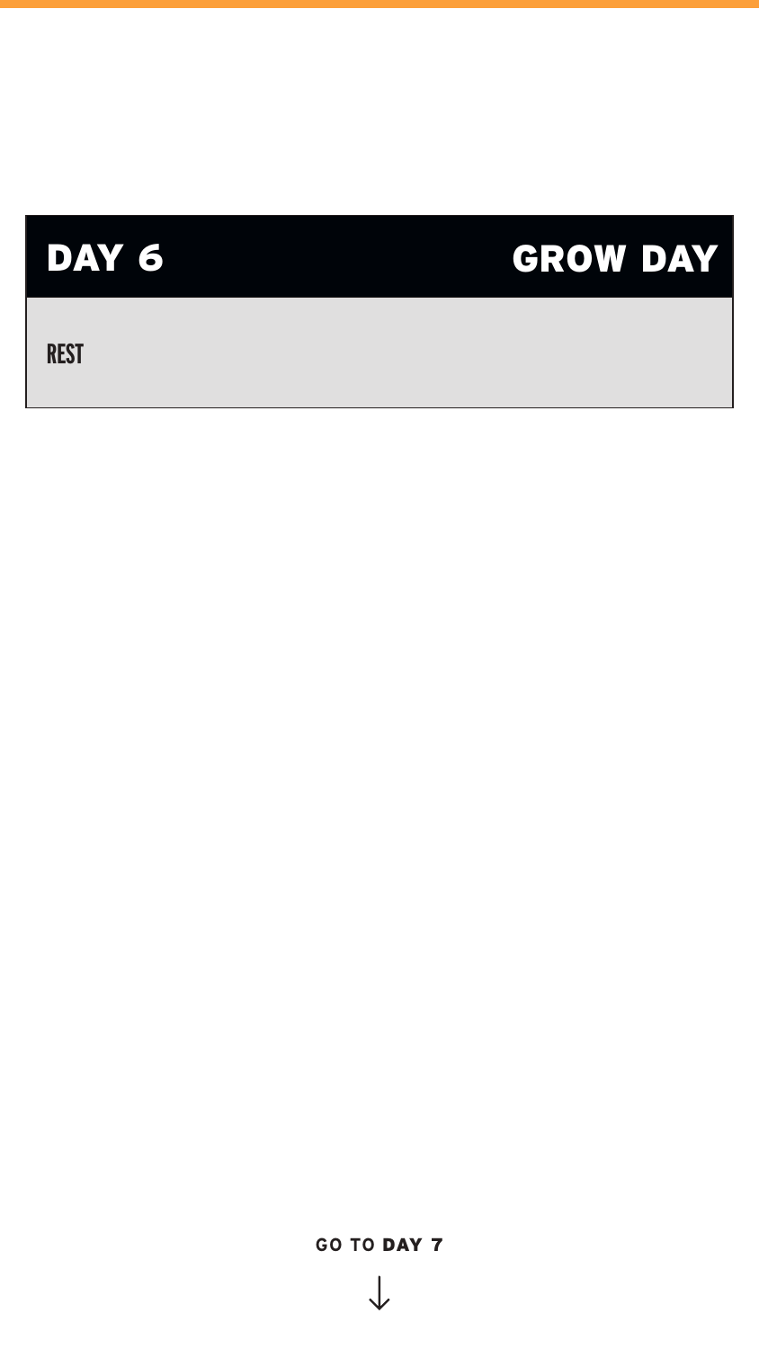## DAY 6 — GROW DAY

REST

GO TO **DAY 7**

↓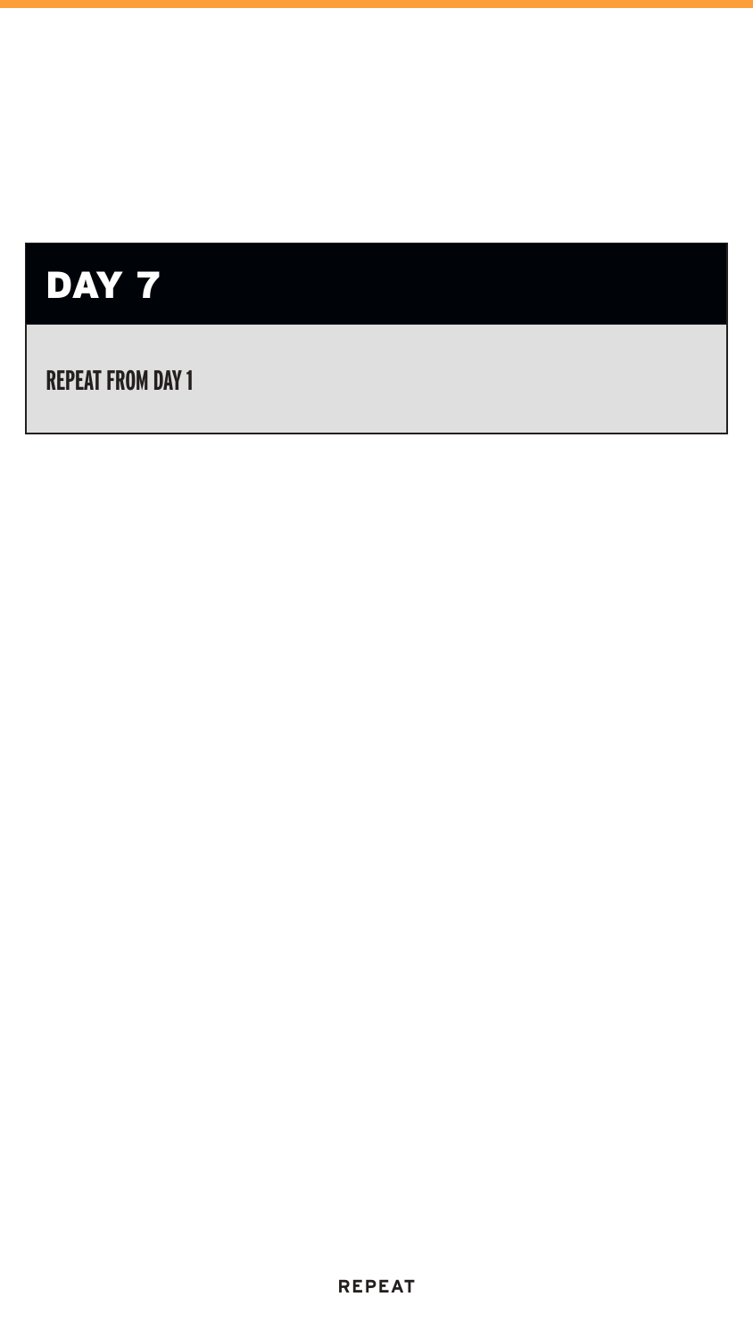## DAY 7

REPEAT FROM DAY 1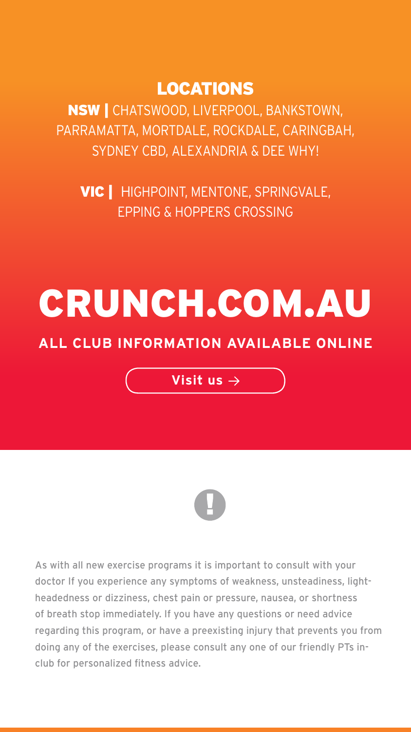## LOCATIONS

**NSW |** CHATSWOOD, LIVERPOOL, BANKSTOWN, PARRAMATTA, MORTDALE, ROCKDALE, CARINGBAH, SYDNEY CBD, ALEXANDRIA & DEE WHY!

**VIC |** HIGHPOINT, MENTONE, SPRINGVALE, EPPING & HOPPERS CROSSING

# CRUNCH.COM.AU

**ALL CLUB INFORMATION AVAILABLE ONLINE**

**Visit us →**

!

As with all new exercise programs it is important to consult with your doctor If you experience any symptoms of weakness, unsteadiness, light-headedness or dizziness, chest pain or pressure, nausea, or shortness of breath stop immediately. If you have any questions or need advice regarding this program, or have a preexisting injury that prevents you from doing any of the exercises, please consult any one of our friendly PTs in-club for personalized fitness advice.